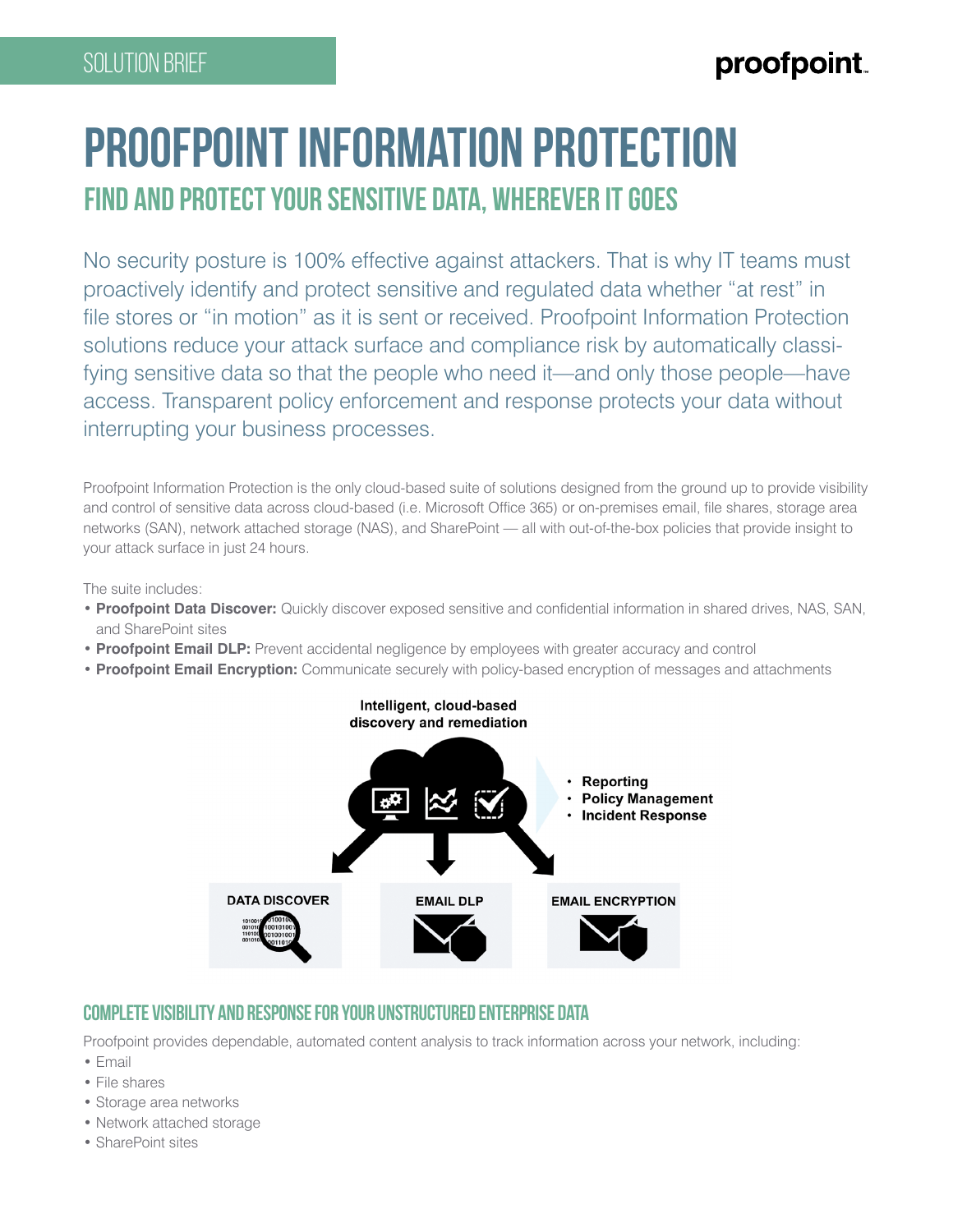SOLUTION BRIEF

# PROOFPOINT INFORMATION PROTECTION

## FIND AND PROTECT YOUR SENSITIVE DATA, WHEREVER IT GOES

No security posture is 100% effective against attackers. That is why IT teams must proactively identify and protect sensitive and regulated data whether "at rest" in file stores or "in motion" as it is sent or received. Proofpoint Information Protection solutions reduce your attack surface and compliance risk by automatically classifying sensitive data so that the people who need it—and only those people—have access. Transparent policy enforcement and response protects your data without interrupting your business processes.

Proofpoint Information Protection is the only cloud-based suite of solutions designed from the ground up to provide visibility and control of sensitive data across cloud-based (i.e. Microsoft Office 365) or on-premises email, file shares, storage area networks (SAN), network attached storage (NAS), and SharePoint — all with out-of-the-box policies that provide insight to your attack surface in just 24 hours.

The suite includes:

- **Proofpoint Data Discover:** Quickly discover exposed sensitive and confidential information in shared drives, NAS, SAN, and SharePoint sites
- **Proofpoint Email DLP:** Prevent accidental negligence by employees with greater accuracy and control
- **Proofpoint Email Encryption:** Communicate securely with policy-based encryption of messages and attachments

Intelligent, cloud-based discovery and remediation

- Reporting
- Policy Management
- Incident Response

DATA DISCOVER | EMAIL DLP | EMAIL ENCRYPTION

### COMPLETE VISIBILITY AND RESPONSE FOR YOUR UNSTRUCTURED ENTERPRISE DATA

Proofpoint provides dependable, automated content analysis to track information across your network, including:

- Email
- File shares
- Storage area networks
- Network attached storage
- SharePoint sites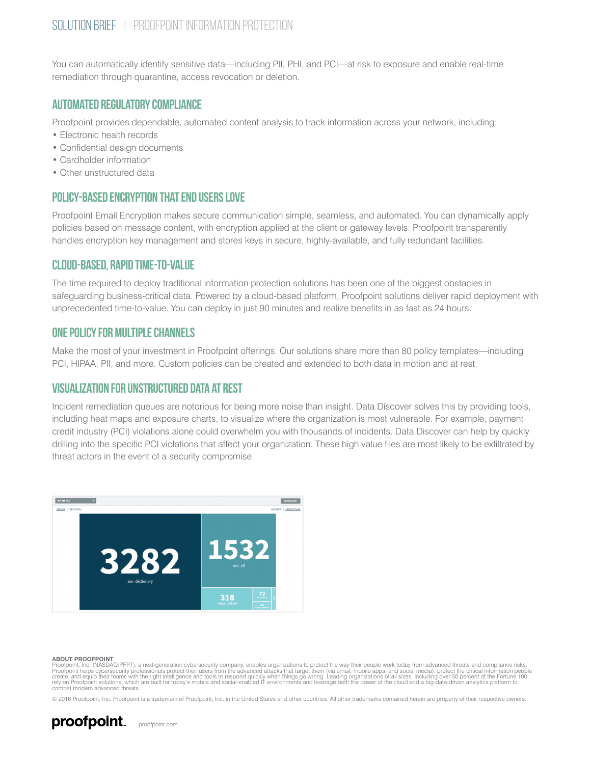You can automatically identify sensitive data—including PII, PHI, and PCI—at risk to exposure and enable real-time remediation through quarantine, access revocation or deletion.

## AUTOMATED REGULATORY COMPLIANCE

Proofpoint provides dependable, automated content analysis to track information across your network, including:

- Electronic health records
- Confidential design documents
- Cardholder information
- Other unstructured data

## POLICY-BASED ENCRYPTION THAT END USERS LOVE

Proofpoint Email Encryption makes secure communication simple, seamless, and automated. You can dynamically apply policies based on message content, with encryption applied at the client or gateway levels. Proofpoint transparently handles encryption key management and stores keys in secure, highly-available, and fully redundant facilities.

## CLOUD-BASED, RAPID TIME-TO-VALUE

The time required to deploy traditional information protection solutions has been one of the biggest obstacles in safeguarding business-critical data. Powered by a cloud-based platform, Proofpoint solutions deliver rapid deployment with unprecedented time-to-value. You can deploy in just 90 minutes and realize benefits in as fast as 24 hours.

## ONE POLICY FOR MULTIPLE CHANNELS

Make the most of your investment in Proofpoint offerings. Our solutions share more than 80 policy templates—including PCI, HIPAA, PII, and more. Custom policies can be created and extended to both data in motion and at rest.

## VISUALIZATION FOR UNSTRUCTURED DATA AT REST

Incident remediation queues are notorious for being more noise than insight. Data Discover solves this by providing tools, including heat maps and exposure charts, to visualize where the organization is most vulnerable. For example, payment credit industry (PCI) violations alone could overwhelm you with thousands of incidents. Data Discover can help by quickly drilling into the specific PCI violations that affect your organization. These high value files are most likely to be exfiltrated by threat actors in the event of a security compromise.

3282
ssn_dictionary
1532
ssn_all
318
hipaa_definite
72
64

**ABOUT PROOFPOINT**
Proofpoint, Inc. (NASDAQ:PFPT), a next-generation cybersecurity company, enables organizations to protect the way their people work today from advanced threats and compliance risks. Proofpoint helps cybersecurity professionals protect their users from the advanced attacks that target them (via email, mobile apps, and social media), protect the critical information people create, and equip their teams with the right intelligence and tools to respond quickly when things go wrong. Leading organizations of all sizes, including over 50 percent of the Fortune 100, rely on Proofpoint solutions, which are built for today's mobile and social-enabled IT environments and leverage both the power of the cloud and a big-data-driven analytics platform to combat modern advanced threats.

© 2016 Proofpoint, Inc. Proofpoint is a trademark of Proofpoint, Inc. in the United States and other countries. All other trademarks contained herein are property of their respective owners.

proofpoint. proofpoint.com